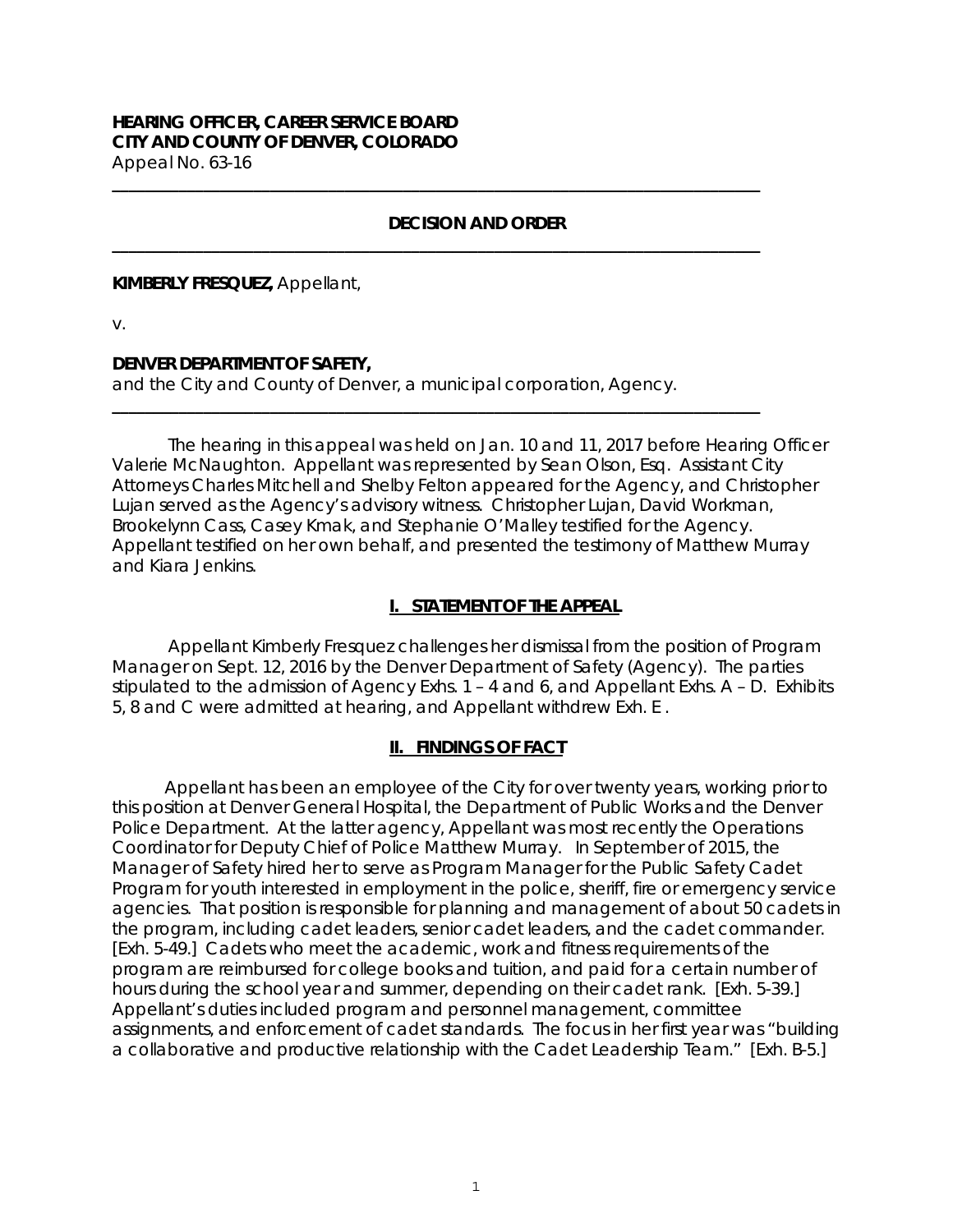**HEARING OFFICER, CAREER SERVICE BOARD**
**CITY AND COUNTY OF DENVER, COLORADO**
Appeal No. 63-16

---

**DECISION AND ORDER**

---

**KIMBERLY FRESQUEZ,** Appellant,

v.

**DENVER DEPARTMENT OF SAFETY,**
and the City and County of Denver, a municipal corporation, Agency.

---

The hearing in this appeal was held on Jan. 10 and 11, 2017 before Hearing Officer Valerie McNaughton. Appellant was represented by Sean Olson, Esq. Assistant City Attorneys Charles Mitchell and Shelby Felton appeared for the Agency, and Christopher Lujan served as the Agency's advisory witness. Christopher Lujan, David Workman, Brookelynn Cass, Casey Kmak, and Stephanie O'Malley testified for the Agency. Appellant testified on her own behalf, and presented the testimony of Matthew Murray and Kiara Jenkins.

## I. STATEMENT OF THE APPEAL

Appellant Kimberly Fresquez challenges her dismissal from the position of Program Manager on Sept. 12, 2016 by the Denver Department of Safety (Agency). The parties stipulated to the admission of Agency Exhs. 1 – 4 and 6, and Appellant Exhs. A – D. Exhibits 5, 8 and C were admitted at hearing, and Appellant withdrew Exh. E .

## II. FINDINGS OF FACT

Appellant has been an employee of the City for over twenty years, working prior to this position at Denver General Hospital, the Department of Public Works and the Denver Police Department. At the latter agency, Appellant was most recently the Operations Coordinator for Deputy Chief of Police Matthew Murray. In September of 2015, the Manager of Safety hired her to serve as Program Manager for the Public Safety Cadet Program for youth interested in employment in the police, sheriff, fire or emergency service agencies. That position is responsible for planning and management of about 50 cadets in the program, including cadet leaders, senior cadet leaders, and the cadet commander. [Exh. 5-49.] Cadets who meet the academic, work and fitness requirements of the program are reimbursed for college books and tuition, and paid for a certain number of hours during the school year and summer, depending on their cadet rank. [Exh. 5-39.] Appellant's duties included program and personnel management, committee assignments, and enforcement of cadet standards. The focus in her first year was "building a collaborative and productive relationship with the Cadet Leadership Team." [Exh. B-5.]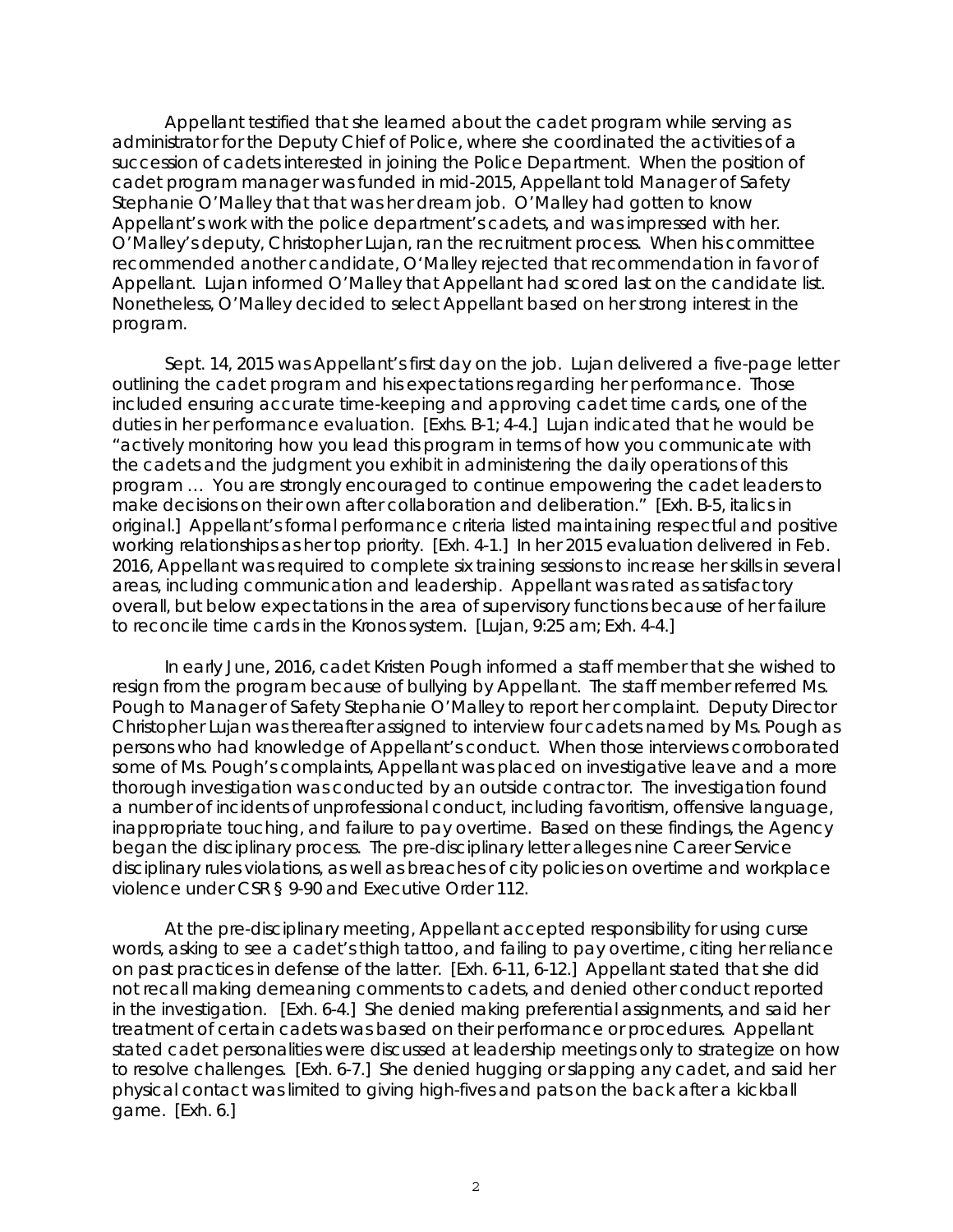Appellant testified that she learned about the cadet program while serving as administrator for the Deputy Chief of Police, where she coordinated the activities of a succession of cadets interested in joining the Police Department. When the position of cadet program manager was funded in mid-2015, Appellant told Manager of Safety Stephanie O'Malley that that was her dream job. O'Malley had gotten to know Appellant's work with the police department's cadets, and was impressed with her. O'Malley's deputy, Christopher Lujan, ran the recruitment process. When his committee recommended another candidate, O'Malley rejected that recommendation in favor of Appellant. Lujan informed O'Malley that Appellant had scored last on the candidate list. Nonetheless, O'Malley decided to select Appellant based on her strong interest in the program.

Sept. 14, 2015 was Appellant's first day on the job. Lujan delivered a five-page letter outlining the cadet program and his expectations regarding her performance. Those included ensuring accurate time-keeping and approving cadet time cards, one of the duties in her performance evaluation. [Exhs. B-1; 4-4.] Lujan indicated that he would be "actively monitoring how you lead this program in terms of how you communicate with the cadets and the judgment you exhibit in administering the daily operations of this program … You are strongly encouraged to continue empowering the cadet leaders to make decisions on their own after collaboration and deliberation." [Exh. B-5, italics in original.] Appellant's formal performance criteria listed maintaining respectful and positive working relationships as her top priority. [Exh. 4-1.] In her 2015 evaluation delivered in Feb. 2016, Appellant was required to complete six training sessions to increase her skills in several areas, including communication and leadership. Appellant was rated as satisfactory overall, but below expectations in the area of supervisory functions because of her failure to reconcile time cards in the Kronos system. [Lujan, 9:25 am; Exh. 4-4.]

In early June, 2016, cadet Kristen Pough informed a staff member that she wished to resign from the program because of bullying by Appellant. The staff member referred Ms. Pough to Manager of Safety Stephanie O'Malley to report her complaint. Deputy Director Christopher Lujan was thereafter assigned to interview four cadets named by Ms. Pough as persons who had knowledge of Appellant's conduct. When those interviews corroborated some of Ms. Pough's complaints, Appellant was placed on investigative leave and a more thorough investigation was conducted by an outside contractor. The investigation found a number of incidents of unprofessional conduct, including favoritism, offensive language, inappropriate touching, and failure to pay overtime. Based on these findings, the Agency began the disciplinary process. The pre-disciplinary letter alleges nine Career Service disciplinary rules violations, as well as breaches of city policies on overtime and workplace violence under CSR § 9-90 and Executive Order 112.

At the pre-disciplinary meeting, Appellant accepted responsibility for using curse words, asking to see a cadet's thigh tattoo, and failing to pay overtime, citing her reliance on past practices in defense of the latter. [Exh. 6-11, 6-12.] Appellant stated that she did not recall making demeaning comments to cadets, and denied other conduct reported in the investigation. [Exh. 6-4.] She denied making preferential assignments, and said her treatment of certain cadets was based on their performance or procedures. Appellant stated cadet personalities were discussed at leadership meetings only to strategize on how to resolve challenges. [Exh. 6-7.] She denied hugging or slapping any cadet, and said her physical contact was limited to giving high-fives and pats on the back after a kickball game. [Exh. 6.]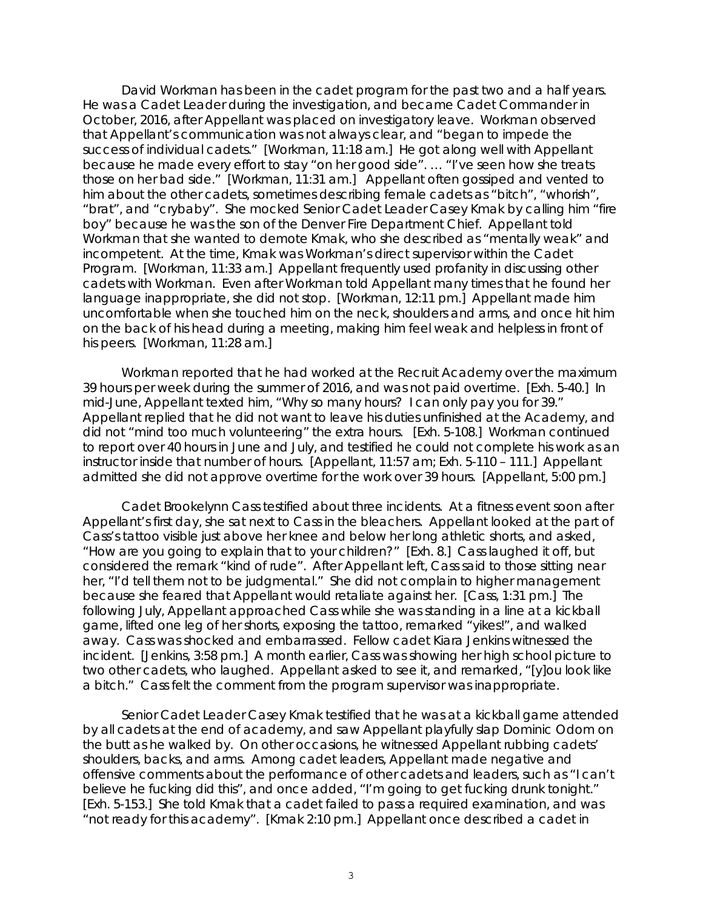David Workman has been in the cadet program for the past two and a half years. He was a Cadet Leader during the investigation, and became Cadet Commander in October, 2016, after Appellant was placed on investigatory leave. Workman observed that Appellant's communication was not always clear, and "began to impede the success of individual cadets." [Workman, 11:18 am.] He got along well with Appellant because he made every effort to stay "on her good side". … "I've seen how she treats those on her bad side." [Workman, 11:31 am.] Appellant often gossiped and vented to him about the other cadets, sometimes describing female cadets as "bitch", "whorish", "brat", and "crybaby". She mocked Senior Cadet Leader Casey Kmak by calling him "fire boy" because he was the son of the Denver Fire Department Chief. Appellant told Workman that she wanted to demote Kmak, who she described as "mentally weak" and incompetent. At the time, Kmak was Workman's direct supervisor within the Cadet Program. [Workman, 11:33 am.] Appellant frequently used profanity in discussing other cadets with Workman. Even after Workman told Appellant many times that he found her language inappropriate, she did not stop. [Workman, 12:11 pm.] Appellant made him uncomfortable when she touched him on the neck, shoulders and arms, and once hit him on the back of his head during a meeting, making him feel weak and helpless in front of his peers. [Workman, 11:28 am.]

Workman reported that he had worked at the Recruit Academy over the maximum 39 hours per week during the summer of 2016, and was not paid overtime. [Exh. 5-40.] In mid-June, Appellant texted him, "Why so many hours? I can only pay you for 39." Appellant replied that he did not want to leave his duties unfinished at the Academy, and did not "mind too much volunteering" the extra hours. [Exh. 5-108.] Workman continued to report over 40 hours in June and July, and testified he could not complete his work as an instructor inside that number of hours. [Appellant, 11:57 am; Exh. 5-110 – 111.] Appellant admitted she did not approve overtime for the work over 39 hours. [Appellant, 5:00 pm.]

Cadet Brookelynn Cass testified about three incidents. At a fitness event soon after Appellant's first day, she sat next to Cass in the bleachers. Appellant looked at the part of Cass's tattoo visible just above her knee and below her long athletic shorts, and asked, "How are you going to explain that to your children?" [Exh. 8.] Cass laughed it off, but considered the remark "kind of rude". After Appellant left, Cass said to those sitting near her, "I'd tell them not to be judgmental." She did not complain to higher management because she feared that Appellant would retaliate against her. [Cass, 1:31 pm.] The following July, Appellant approached Cass while she was standing in a line at a kickball game, lifted one leg of her shorts, exposing the tattoo, remarked "yikes!", and walked away. Cass was shocked and embarrassed. Fellow cadet Kiara Jenkins witnessed the incident. [Jenkins, 3:58 pm.] A month earlier, Cass was showing her high school picture to two other cadets, who laughed. Appellant asked to see it, and remarked, "[y]ou look like a bitch." Cass felt the comment from the program supervisor was inappropriate.

Senior Cadet Leader Casey Kmak testified that he was at a kickball game attended by all cadets at the end of academy, and saw Appellant playfully slap Dominic Odom on the butt as he walked by. On other occasions, he witnessed Appellant rubbing cadets' shoulders, backs, and arms. Among cadet leaders, Appellant made negative and offensive comments about the performance of other cadets and leaders, such as "I can't believe he fucking did this", and once added, "I'm going to get fucking drunk tonight." [Exh. 5-153.] She told Kmak that a cadet failed to pass a required examination, and was "not ready for this academy". [Kmak 2:10 pm.] Appellant once described a cadet in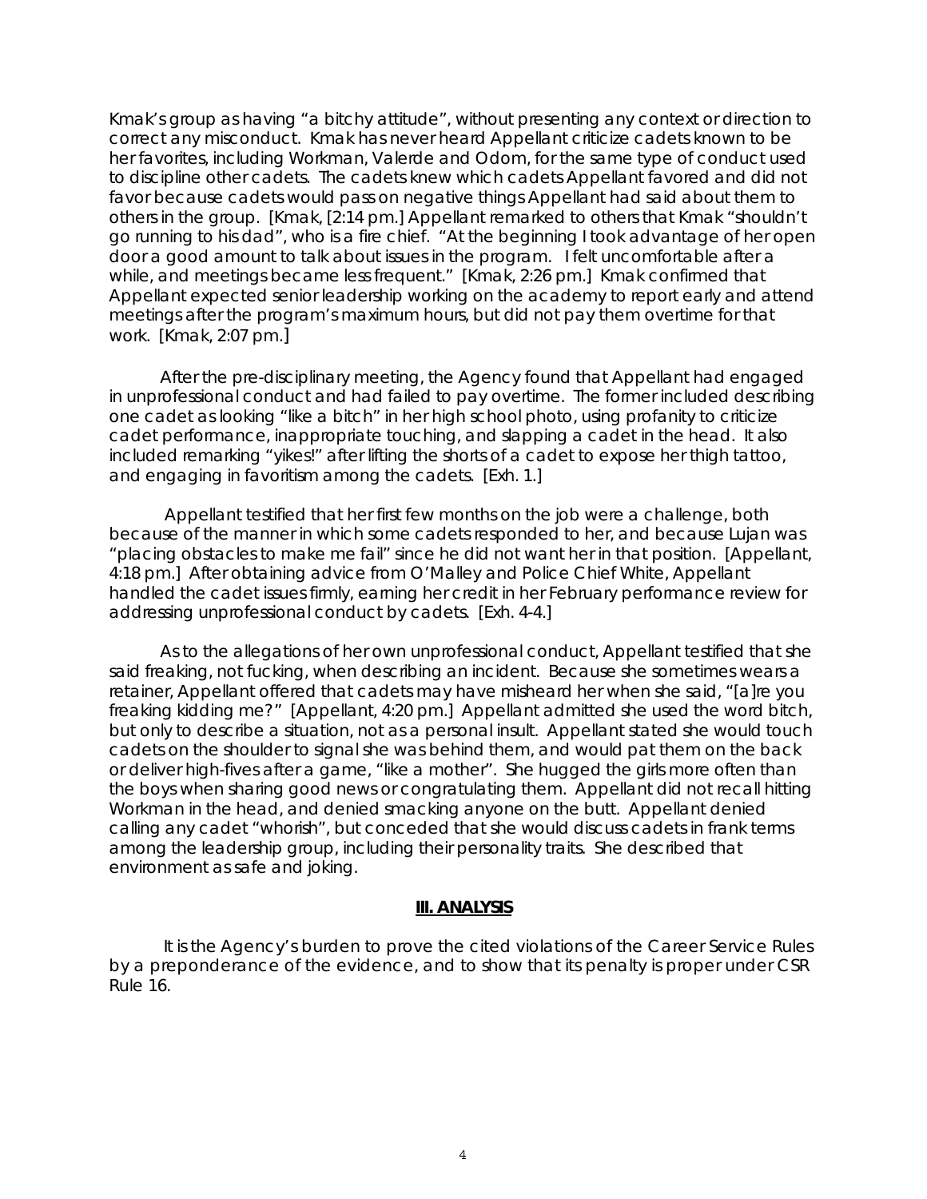Kmak's group as having "a bitchy attitude", without presenting any context or direction to correct any misconduct. Kmak has never heard Appellant criticize cadets known to be her favorites, including Workman, Valerde and Odom, for the same type of conduct used to discipline other cadets. The cadets knew which cadets Appellant favored and did not favor because cadets would pass on negative things Appellant had said about them to others in the group. [Kmak, [2:14 pm.] Appellant remarked to others that Kmak "shouldn't go running to his dad", who is a fire chief. "At the beginning I took advantage of her open door a good amount to talk about issues in the program. I felt uncomfortable after a while, and meetings became less frequent." [Kmak, 2:26 pm.] Kmak confirmed that Appellant expected senior leadership working on the academy to report early and attend meetings after the program's maximum hours, but did not pay them overtime for that work. [Kmak, 2:07 pm.]

After the pre-disciplinary meeting, the Agency found that Appellant had engaged in unprofessional conduct and had failed to pay overtime. The former included describing one cadet as looking "like a bitch" in her high school photo, using profanity to criticize cadet performance, inappropriate touching, and slapping a cadet in the head. It also included remarking "yikes!" after lifting the shorts of a cadet to expose her thigh tattoo, and engaging in favoritism among the cadets. [Exh. 1.]

Appellant testified that her first few months on the job were a challenge, both because of the manner in which some cadets responded to her, and because Lujan was "placing obstacles to make me fail" since he did not want her in that position. [Appellant, 4:18 pm.] After obtaining advice from O'Malley and Police Chief White, Appellant handled the cadet issues firmly, earning her credit in her February performance review for addressing unprofessional conduct by cadets. [Exh. 4-4.]

As to the allegations of her own unprofessional conduct, Appellant testified that she said freaking, not fucking, when describing an incident. Because she sometimes wears a retainer, Appellant offered that cadets may have misheard her when she said, "[a]re you freaking kidding me?" [Appellant, 4:20 pm.] Appellant admitted she used the word bitch, but only to describe a situation, not as a personal insult. Appellant stated she would touch cadets on the shoulder to signal she was behind them, and would pat them on the back or deliver high-fives after a game, "like a mother". She hugged the girls more often than the boys when sharing good news or congratulating them. Appellant did not recall hitting Workman in the head, and denied smacking anyone on the butt. Appellant denied calling any cadet "whorish", but conceded that she would discuss cadets in frank terms among the leadership group, including their personality traits. She described that environment as safe and joking.

## III. ANALYSIS

It is the Agency's burden to prove the cited violations of the Career Service Rules by a preponderance of the evidence, and to show that its penalty is proper under CSR Rule 16.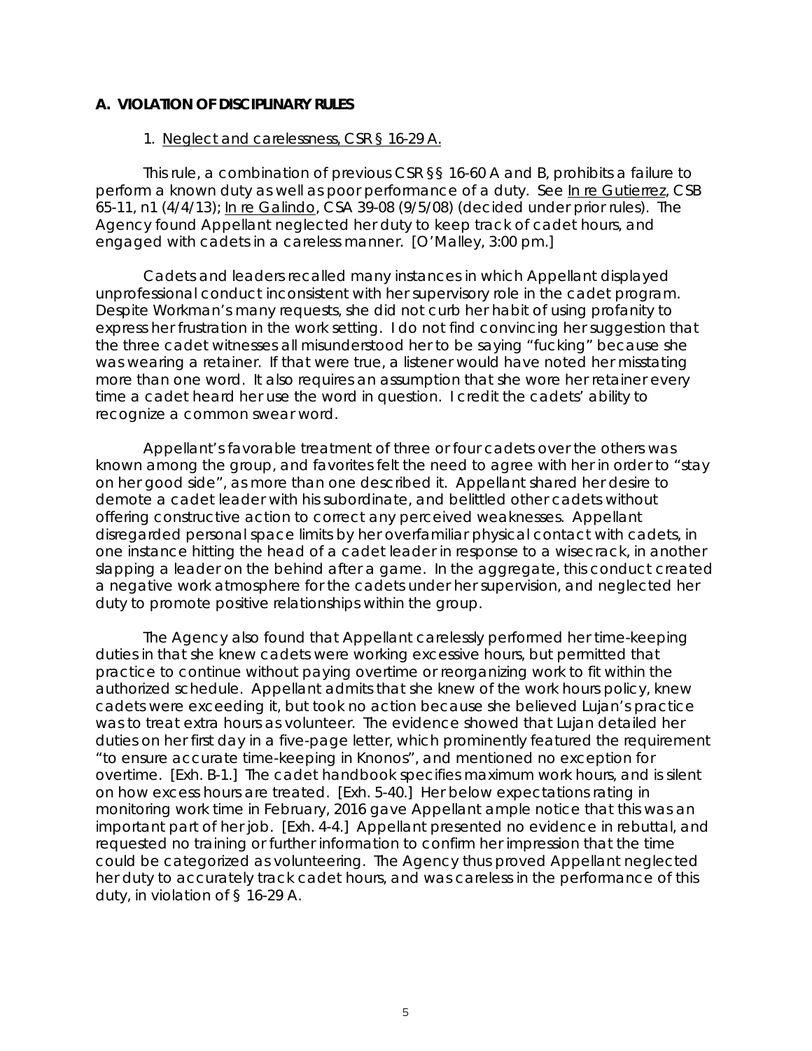**A. VIOLATION OF DISCIPLINARY RULES**

1. Neglect and carelessness, CSR § 16-29 A.

This rule, a combination of previous CSR §§ 16-60 A and B, prohibits a failure to perform a known duty as well as poor performance of a duty. See In re Gutierrez, CSB 65-11, n1 (4/4/13); In re Galindo, CSA 39-08 (9/5/08) (decided under prior rules). The Agency found Appellant neglected her duty to keep track of cadet hours, and engaged with cadets in a careless manner. [O'Malley, 3:00 pm.]

Cadets and leaders recalled many instances in which Appellant displayed unprofessional conduct inconsistent with her supervisory role in the cadet program. Despite Workman's many requests, she did not curb her habit of using profanity to express her frustration in the work setting. I do not find convincing her suggestion that the three cadet witnesses all misunderstood her to be saying "fucking" because she was wearing a retainer. If that were true, a listener would have noted her misstating more than one word. It also requires an assumption that she wore her retainer every time a cadet heard her use the word in question. I credit the cadets' ability to recognize a common swear word.

Appellant's favorable treatment of three or four cadets over the others was known among the group, and favorites felt the need to agree with her in order to "stay on her good side", as more than one described it. Appellant shared her desire to demote a cadet leader with his subordinate, and belittled other cadets without offering constructive action to correct any perceived weaknesses. Appellant disregarded personal space limits by her overfamiliar physical contact with cadets, in one instance hitting the head of a cadet leader in response to a wisecrack, in another slapping a leader on the behind after a game. In the aggregate, this conduct created a negative work atmosphere for the cadets under her supervision, and neglected her duty to promote positive relationships within the group.

The Agency also found that Appellant carelessly performed her time-keeping duties in that she knew cadets were working excessive hours, but permitted that practice to continue without paying overtime or reorganizing work to fit within the authorized schedule. Appellant admits that she knew of the work hours policy, knew cadets were exceeding it, but took no action because she believed Lujan's practice was to treat extra hours as volunteer. The evidence showed that Lujan detailed her duties on her first day in a five-page letter, which prominently featured the requirement "to ensure accurate time-keeping in Knonos", and mentioned no exception for overtime. [Exh. B-1.] The cadet handbook specifies maximum work hours, and is silent on how excess hours are treated. [Exh. 5-40.] Her below expectations rating in monitoring work time in February, 2016 gave Appellant ample notice that this was an important part of her job. [Exh. 4-4.] Appellant presented no evidence in rebuttal, and requested no training or further information to confirm her impression that the time could be categorized as volunteering. The Agency thus proved Appellant neglected her duty to accurately track cadet hours, and was careless in the performance of this duty, in violation of § 16-29 A.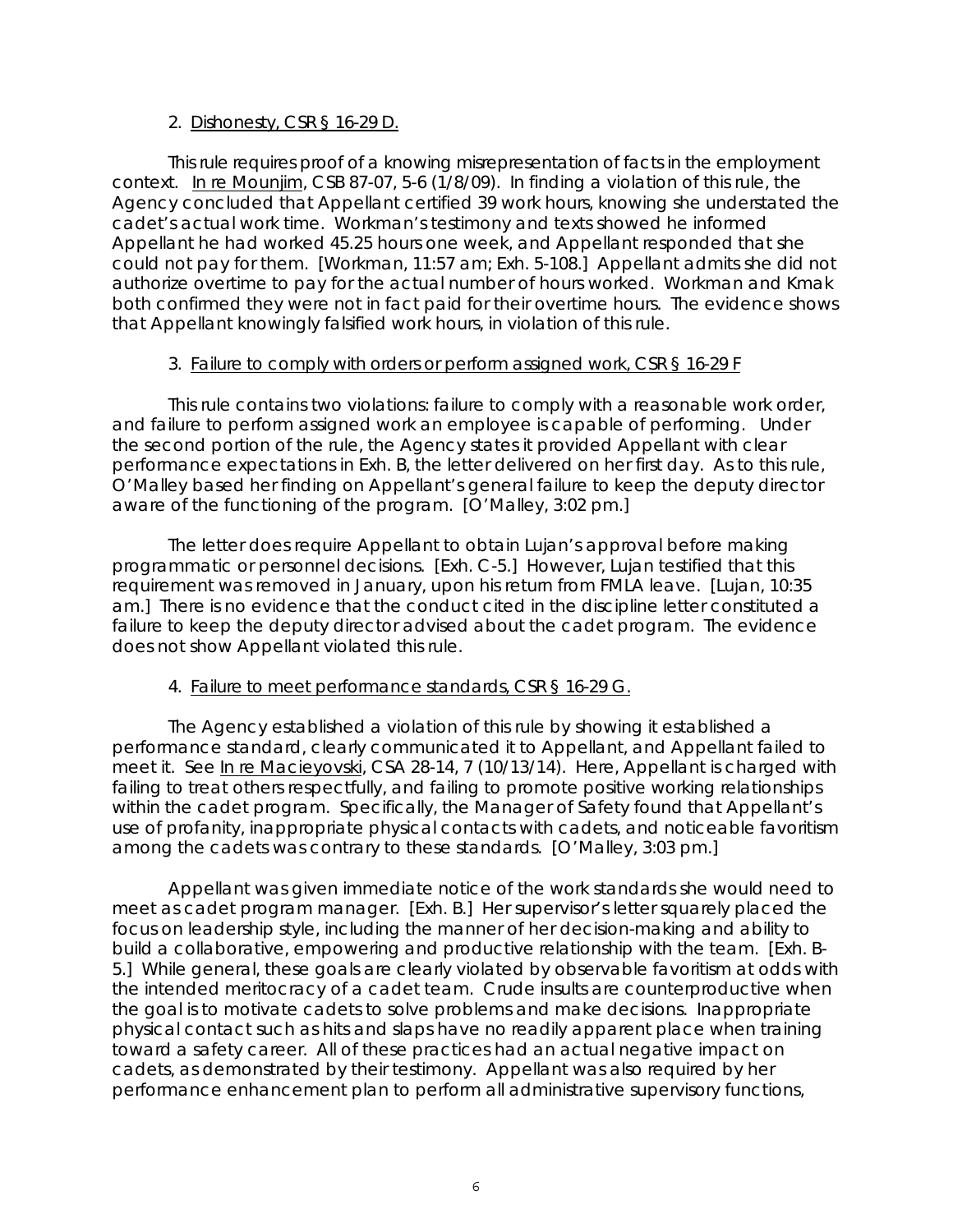2. Dishonesty, CSR § 16-29 D.

This rule requires proof of a knowing misrepresentation of facts in the employment context. In re Mounjim, CSB 87-07, 5-6 (1/8/09). In finding a violation of this rule, the Agency concluded that Appellant certified 39 work hours, knowing she understated the cadet's actual work time. Workman's testimony and texts showed he informed Appellant he had worked 45.25 hours one week, and Appellant responded that she could not pay for them. [Workman, 11:57 am; Exh. 5-108.] Appellant admits she did not authorize overtime to pay for the actual number of hours worked. Workman and Kmak both confirmed they were not in fact paid for their overtime hours. The evidence shows that Appellant knowingly falsified work hours, in violation of this rule.

3. Failure to comply with orders or perform assigned work, CSR § 16-29 F

This rule contains two violations: failure to comply with a reasonable work order, and failure to perform assigned work an employee is capable of performing. Under the second portion of the rule, the Agency states it provided Appellant with clear performance expectations in Exh. B, the letter delivered on her first day. As to this rule, O'Malley based her finding on Appellant's general failure to keep the deputy director aware of the functioning of the program. [O'Malley, 3:02 pm.]

The letter does require Appellant to obtain Lujan's approval before making programmatic or personnel decisions. [Exh. C-5.] However, Lujan testified that this requirement was removed in January, upon his return from FMLA leave. [Lujan, 10:35 am.] There is no evidence that the conduct cited in the discipline letter constituted a failure to keep the deputy director advised about the cadet program. The evidence does not show Appellant violated this rule.

4. Failure to meet performance standards, CSR § 16-29 G.

The Agency established a violation of this rule by showing it established a performance standard, clearly communicated it to Appellant, and Appellant failed to meet it. See In re Macieyovski, CSA 28-14, 7 (10/13/14). Here, Appellant is charged with failing to treat others respectfully, and failing to promote positive working relationships within the cadet program. Specifically, the Manager of Safety found that Appellant's use of profanity, inappropriate physical contacts with cadets, and noticeable favoritism among the cadets was contrary to these standards. [O'Malley, 3:03 pm.]

Appellant was given immediate notice of the work standards she would need to meet as cadet program manager. [Exh. B.] Her supervisor's letter squarely placed the focus on leadership style, including the manner of her decision-making and ability to build a collaborative, empowering and productive relationship with the team. [Exh. B-5.] While general, these goals are clearly violated by observable favoritism at odds with the intended meritocracy of a cadet team. Crude insults are counterproductive when the goal is to motivate cadets to solve problems and make decisions. Inappropriate physical contact such as hits and slaps have no readily apparent place when training toward a safety career. All of these practices had an actual negative impact on cadets, as demonstrated by their testimony. Appellant was also required by her performance enhancement plan to perform all administrative supervisory functions,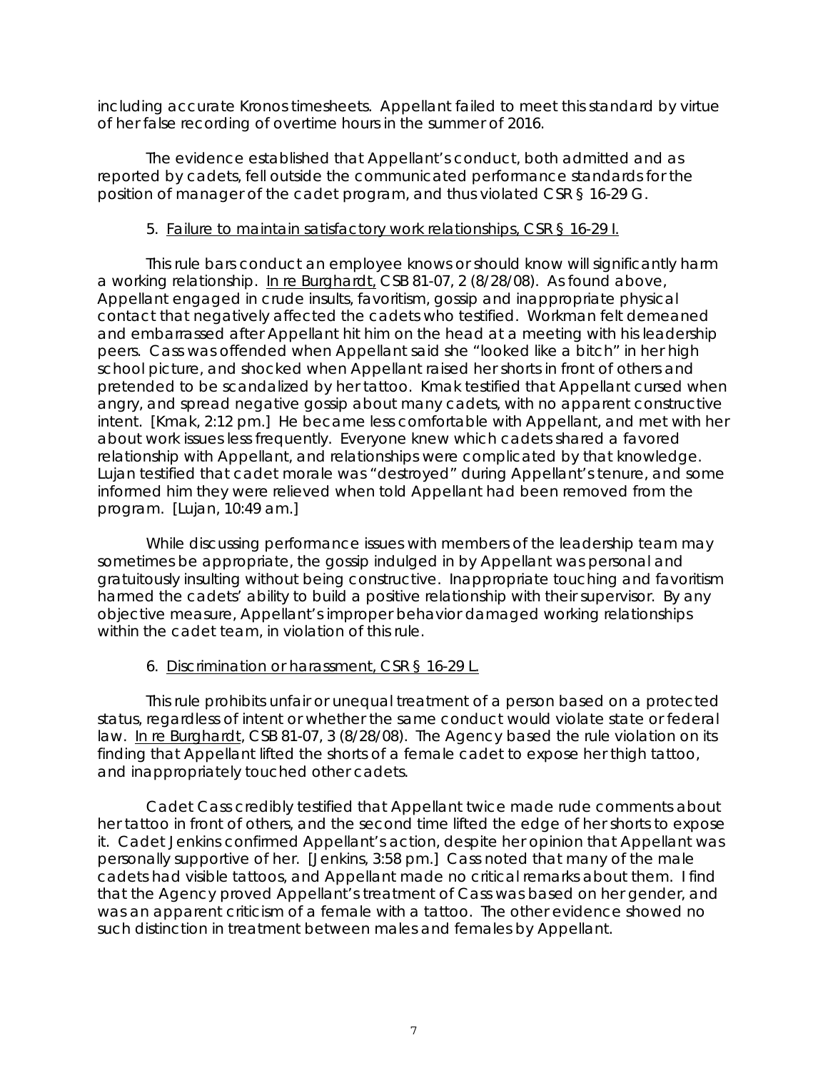including accurate Kronos timesheets. Appellant failed to meet this standard by virtue of her false recording of overtime hours in the summer of 2016.

The evidence established that Appellant's conduct, both admitted and as reported by cadets, fell outside the communicated performance standards for the position of manager of the cadet program, and thus violated CSR § 16-29 G.

5. Failure to maintain satisfactory work relationships, CSR § 16-29 I.

This rule bars conduct an employee knows or should know will significantly harm a working relationship. In re Burghardt, CSB 81-07, 2 (8/28/08). As found above, Appellant engaged in crude insults, favoritism, gossip and inappropriate physical contact that negatively affected the cadets who testified. Workman felt demeaned and embarrassed after Appellant hit him on the head at a meeting with his leadership peers. Cass was offended when Appellant said she "looked like a bitch" in her high school picture, and shocked when Appellant raised her shorts in front of others and pretended to be scandalized by her tattoo. Kmak testified that Appellant cursed when angry, and spread negative gossip about many cadets, with no apparent constructive intent. [Kmak, 2:12 pm.] He became less comfortable with Appellant, and met with her about work issues less frequently. Everyone knew which cadets shared a favored relationship with Appellant, and relationships were complicated by that knowledge. Lujan testified that cadet morale was "destroyed" during Appellant's tenure, and some informed him they were relieved when told Appellant had been removed from the program. [Lujan, 10:49 am.]

While discussing performance issues with members of the leadership team may sometimes be appropriate, the gossip indulged in by Appellant was personal and gratuitously insulting without being constructive. Inappropriate touching and favoritism harmed the cadets' ability to build a positive relationship with their supervisor. By any objective measure, Appellant's improper behavior damaged working relationships within the cadet team, in violation of this rule.

6. Discrimination or harassment, CSR § 16-29 L.

This rule prohibits unfair or unequal treatment of a person based on a protected status, regardless of intent or whether the same conduct would violate state or federal law. In re Burghardt, CSB 81-07, 3 (8/28/08). The Agency based the rule violation on its finding that Appellant lifted the shorts of a female cadet to expose her thigh tattoo, and inappropriately touched other cadets.

Cadet Cass credibly testified that Appellant twice made rude comments about her tattoo in front of others, and the second time lifted the edge of her shorts to expose it. Cadet Jenkins confirmed Appellant's action, despite her opinion that Appellant was personally supportive of her. [Jenkins, 3:58 pm.] Cass noted that many of the male cadets had visible tattoos, and Appellant made no critical remarks about them. I find that the Agency proved Appellant's treatment of Cass was based on her gender, and was an apparent criticism of a female with a tattoo. The other evidence showed no such distinction in treatment between males and females by Appellant.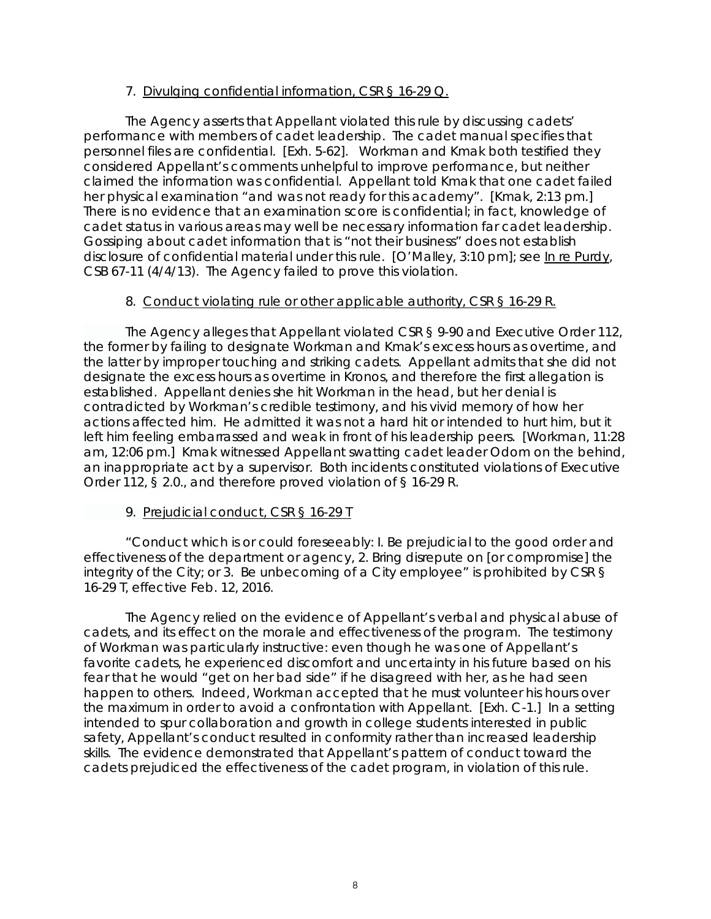7. <u>Divulging confidential information, CSR § 16-29 Q.</u>

The Agency asserts that Appellant violated this rule by discussing cadets' performance with members of cadet leadership. The cadet manual specifies that personnel files are confidential. [Exh. 5-62]. Workman and Kmak both testified they considered Appellant's comments unhelpful to improve performance, but neither claimed the information was confidential. Appellant told Kmak that one cadet failed her physical examination "and was not ready for this academy". [Kmak, 2:13 pm.] There is no evidence that an examination score is confidential; in fact, knowledge of cadet status in various areas may well be necessary information far cadet leadership. Gossiping about cadet information that is "not their business" does not establish disclosure of confidential material under this rule. [O'Malley, 3:10 pm]; see <u>In re Purdy</u>, CSB 67-11 (4/4/13). The Agency failed to prove this violation.

8. <u>Conduct violating rule or other applicable authority, CSR § 16-29 R.</u>

The Agency alleges that Appellant violated CSR § 9-90 and Executive Order 112, the former by failing to designate Workman and Kmak's excess hours as overtime, and the latter by improper touching and striking cadets. Appellant admits that she did not designate the excess hours as overtime in Kronos, and therefore the first allegation is established. Appellant denies she hit Workman in the head, but her denial is contradicted by Workman's credible testimony, and his vivid memory of how her actions affected him. He admitted it was not a hard hit or intended to hurt him, but it left him feeling embarrassed and weak in front of his leadership peers. [Workman, 11:28 am, 12:06 pm.] Kmak witnessed Appellant swatting cadet leader Odom on the behind, an inappropriate act by a supervisor. Both incidents constituted violations of Executive Order 112, § 2.0., and therefore proved violation of § 16-29 R.

9. <u>Prejudicial conduct, CSR § 16-29 T</u>

"Conduct which is or could foreseeably: I. Be prejudicial to the good order and effectiveness of the department or agency, 2. Bring disrepute on [or compromise] the integrity of the City; or 3. Be unbecoming of a City employee" is prohibited by CSR § 16-29 T, effective Feb. 12, 2016.

The Agency relied on the evidence of Appellant's verbal and physical abuse of cadets, and its effect on the morale and effectiveness of the program. The testimony of Workman was particularly instructive: even though he was one of Appellant's favorite cadets, he experienced discomfort and uncertainty in his future based on his fear that he would "get on her bad side" if he disagreed with her, as he had seen happen to others. Indeed, Workman accepted that he must volunteer his hours over the maximum in order to avoid a confrontation with Appellant. [Exh. C-1.] In a setting intended to spur collaboration and growth in college students interested in public safety, Appellant's conduct resulted in conformity rather than increased leadership skills. The evidence demonstrated that Appellant's pattern of conduct toward the cadets prejudiced the effectiveness of the cadet program, in violation of this rule.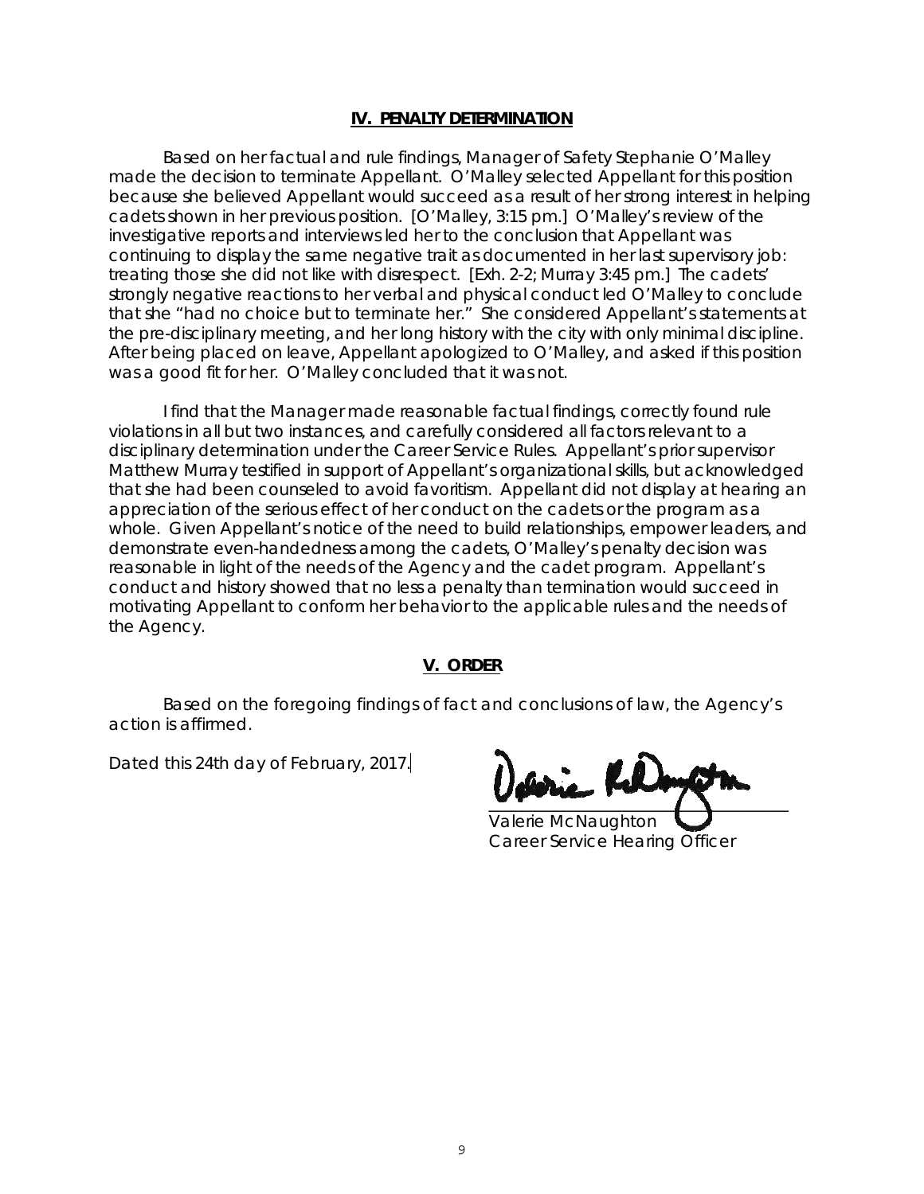## IV. PENALTY DETERMINATION

Based on her factual and rule findings, Manager of Safety Stephanie O'Malley made the decision to terminate Appellant. O'Malley selected Appellant for this position because she believed Appellant would succeed as a result of her strong interest in helping cadets shown in her previous position. [O'Malley, 3:15 pm.] O'Malley's review of the investigative reports and interviews led her to the conclusion that Appellant was continuing to display the same negative trait as documented in her last supervisory job: treating those she did not like with disrespect. [Exh. 2-2; Murray 3:45 pm.] The cadets' strongly negative reactions to her verbal and physical conduct led O'Malley to conclude that she "had no choice but to terminate her." She considered Appellant's statements at the pre-disciplinary meeting, and her long history with the city with only minimal discipline. After being placed on leave, Appellant apologized to O'Malley, and asked if this position was a good fit for her. O'Malley concluded that it was not.

I find that the Manager made reasonable factual findings, correctly found rule violations in all but two instances, and carefully considered all factors relevant to a disciplinary determination under the Career Service Rules. Appellant's prior supervisor Matthew Murray testified in support of Appellant's organizational skills, but acknowledged that she had been counseled to avoid favoritism. Appellant did not display at hearing an appreciation of the serious effect of her conduct on the cadets or the program as a whole. Given Appellant's notice of the need to build relationships, empower leaders, and demonstrate even-handedness among the cadets, O'Malley's penalty decision was reasonable in light of the needs of the Agency and the cadet program. Appellant's conduct and history showed that no less a penalty than termination would succeed in motivating Appellant to conform her behavior to the applicable rules and the needs of the Agency.

## V. ORDER

Based on the foregoing findings of fact and conclusions of law, the Agency's action is affirmed.

Dated this 24th day of February, 2017.

Valerie McNaughton
Career Service Hearing Officer